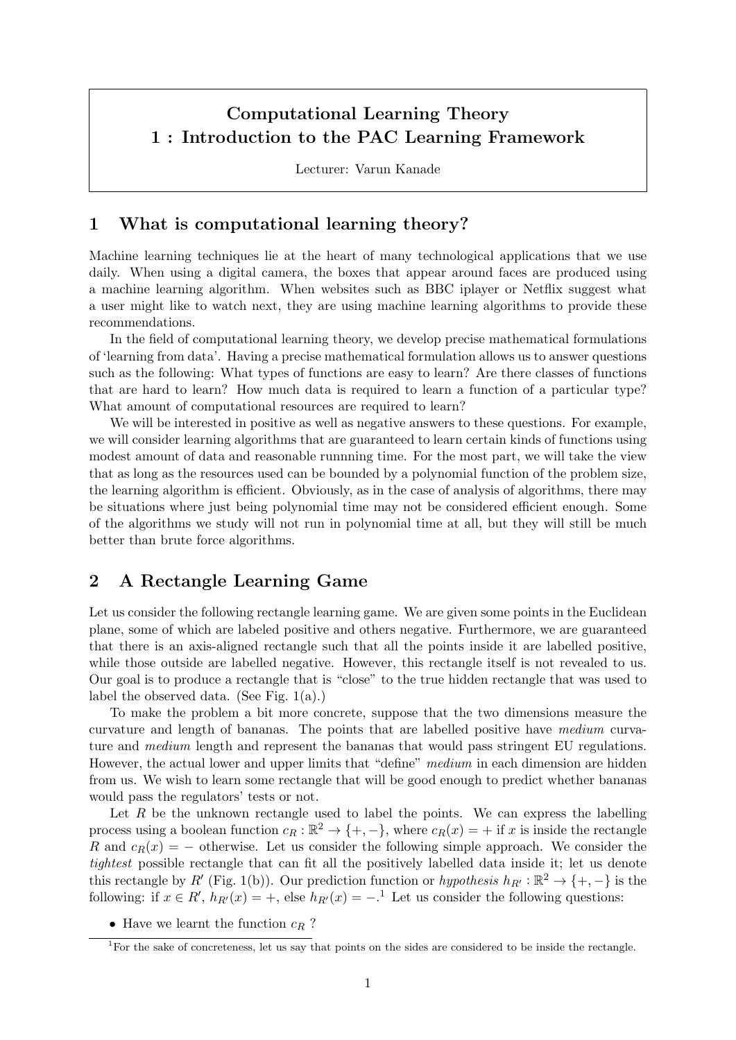# Computational Learning Theory
# 1 : Introduction to the PAC Learning Framework

Lecturer: Varun Kanade

## 1 What is computational learning theory?

Machine learning techniques lie at the heart of many technological applications that we use daily. When using a digital camera, the boxes that appear around faces are produced using a machine learning algorithm. When websites such as BBC iplayer or Netflix suggest what a user might like to watch next, they are using machine learning algorithms to provide these recommendations.

In the field of computational learning theory, we develop precise mathematical formulations of 'learning from data'. Having a precise mathematical formulation allows us to answer questions such as the following: What types of functions are easy to learn? Are there classes of functions that are hard to learn? How much data is required to learn a function of a particular type? What amount of computational resources are required to learn?

We will be interested in positive as well as negative answers to these questions. For example, we will consider learning algorithms that are guaranteed to learn certain kinds of functions using modest amount of data and reasonable runnning time. For the most part, we will take the view that as long as the resources used can be bounded by a polynomial function of the problem size, the learning algorithm is efficient. Obviously, as in the case of analysis of algorithms, there may be situations where just being polynomial time may not be considered efficient enough. Some of the algorithms we study will not run in polynomial time at all, but they will still be much better than brute force algorithms.

## 2 A Rectangle Learning Game

Let us consider the following rectangle learning game. We are given some points in the Euclidean plane, some of which are labeled positive and others negative. Furthermore, we are guaranteed that there is an axis-aligned rectangle such that all the points inside it are labelled positive, while those outside are labelled negative. However, this rectangle itself is not revealed to us. Our goal is to produce a rectangle that is "close" to the true hidden rectangle that was used to label the observed data. (See Fig. 1(a).)

To make the problem a bit more concrete, suppose that the two dimensions measure the curvature and length of bananas. The points that are labelled positive have *medium* curvature and *medium* length and represent the bananas that would pass stringent EU regulations. However, the actual lower and upper limits that "define" *medium* in each dimension are hidden from us. We wish to learn some rectangle that will be good enough to predict whether bananas would pass the regulators' tests or not.

Let $R$ be the unknown rectangle used to label the points. We can express the labelling process using a boolean function $c_R : \mathbb{R}^2 \to \{+, -\}$, where $c_R(x) = +$ if $x$ is inside the rectangle $R$ and $c_R(x) = -$ otherwise. Let us consider the following simple approach. We consider the *tightest* possible rectangle that can fit all the positively labelled data inside it; let us denote this rectangle by $R'$ (Fig. 1(b)). Our prediction function or *hypothesis* $h_{R'} : \mathbb{R}^2 \to \{+, -\}$ is the following: if $x \in R'$, $h_{R'}(x) = +$, else $h_{R'}(x) = -$.[1] Let us consider the following questions:

- Have we learnt the function $c_R$ ?

[1] For the sake of concreteness, let us say that points on the sides are considered to be inside the rectangle.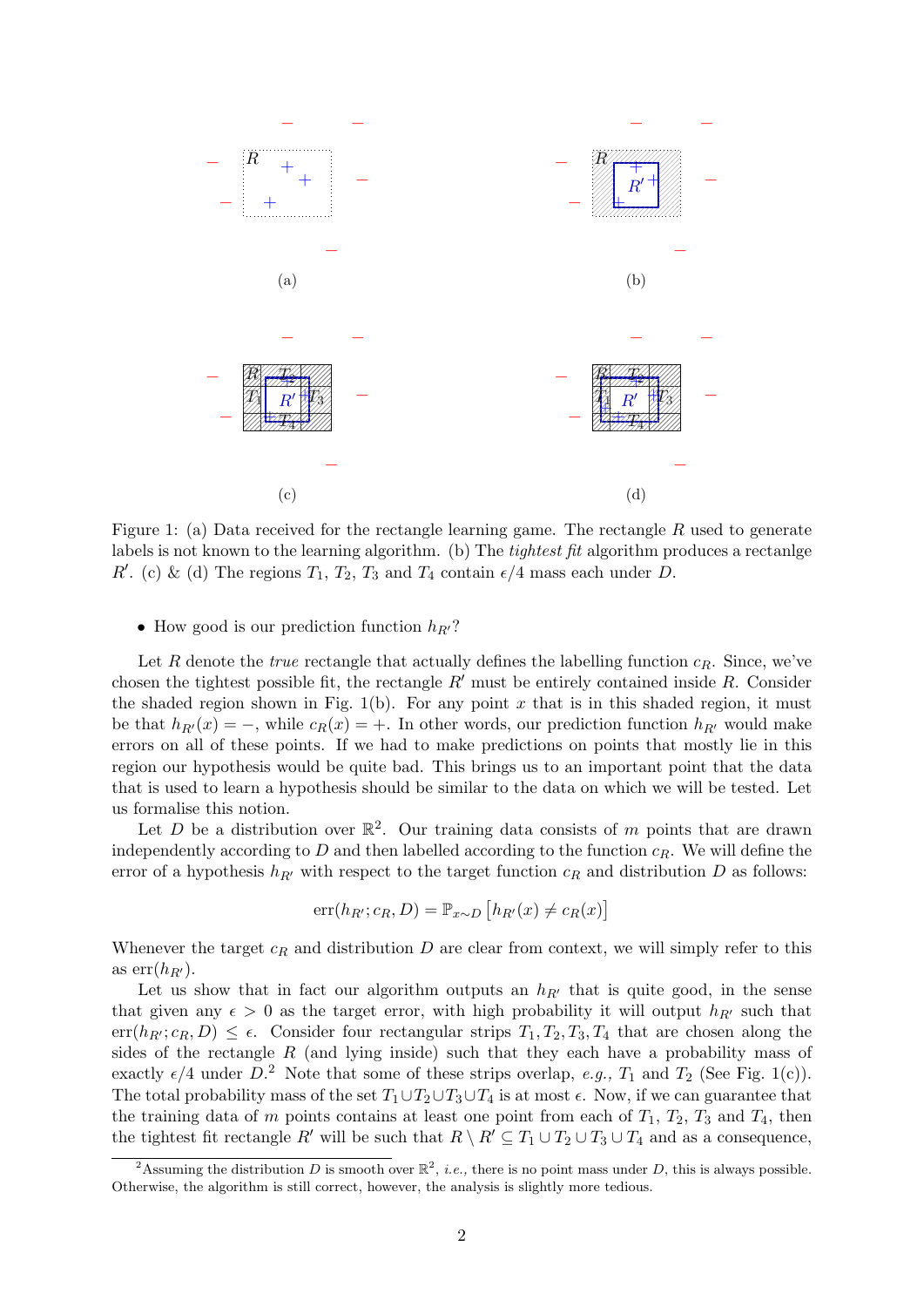Figure 1: (a) Data received for the rectangle learning game. The rectangle $R$ used to generate labels is not known to the learning algorithm. (b) The *tightest fit* algorithm produces a rectanlge $R'$. (c) & (d) The regions $T_1$, $T_2$, $T_3$ and $T_4$ contain $\epsilon/4$ mass each under $D$.

- How good is our prediction function $h_{R'}$?

Let $R$ denote the *true* rectangle that actually defines the labelling function $c_R$. Since, we've chosen the tightest possible fit, the rectangle $R'$ must be entirely contained inside $R$. Consider the shaded region shown in Fig. 1(b). For any point $x$ that is in this shaded region, it must be that $h_{R'}(x) = -$, while $c_R(x) = +$. In other words, our prediction function $h_{R'}$ would make errors on all of these points. If we had to make predictions on points that mostly lie in this region our hypothesis would be quite bad. This brings us to an important point that the data that is used to learn a hypothesis should be similar to the data on which we will be tested. Let us formalise this notion.

Let $D$ be a distribution over $\mathbb{R}^2$. Our training data consists of $m$ points that are drawn independently according to $D$ and then labelled according to the function $c_R$. We will define the error of a hypothesis $h_{R'}$ with respect to the target function $c_R$ and distribution $D$ as follows:

$$\mathrm{err}(h_{R'}; c_R, D) = \mathbb{P}_{x \sim D}\left[h_{R'}(x) \neq c_R(x)\right]$$

Whenever the target $c_R$ and distribution $D$ are clear from context, we will simply refer to this as $\mathrm{err}(h_{R'})$.

Let us show that in fact our algorithm outputs an $h_{R'}$ that is quite good, in the sense that given any $\epsilon > 0$ as the target error, with high probability it will output $h_{R'}$ such that $\mathrm{err}(h_{R'}; c_R, D) \leq \epsilon$. Consider four rectangular strips $T_1, T_2, T_3, T_4$ that are chosen along the sides of the rectangle $R$ (and lying inside) such that they each have a probability mass of exactly $\epsilon/4$ under $D$.[2] Note that some of these strips overlap, *e.g.,* $T_1$ and $T_2$ (See Fig. 1(c)). The total probability mass of the set $T_1 \cup T_2 \cup T_3 \cup T_4$ is at most $\epsilon$. Now, if we can guarantee that the training data of $m$ points contains at least one point from each of $T_1$, $T_2$, $T_3$ and $T_4$, then the tightest fit rectangle $R'$ will be such that $R \setminus R' \subseteq T_1 \cup T_2 \cup T_3 \cup T_4$ and as a consequence,

[2] Assuming the distribution $D$ is smooth over $\mathbb{R}^2$, *i.e.,* there is no point mass under $D$, this is always possible. Otherwise, the algorithm is still correct, however, the analysis is slightly more tedious.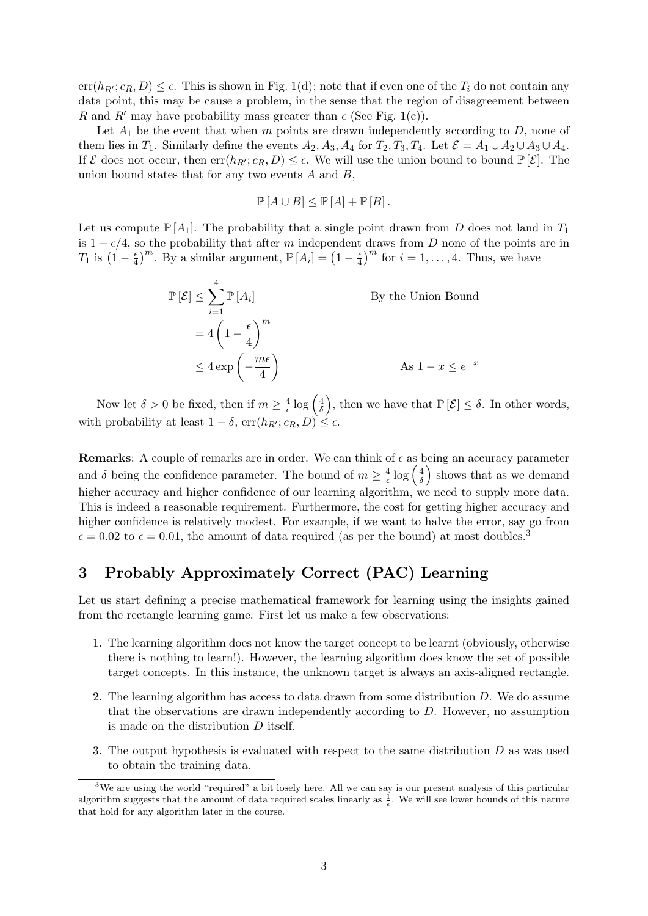$\text{err}(h_{R'}; c_R, D) \leq \epsilon$. This is shown in Fig. 1(d); note that if even one of the $T_i$ do not contain any data point, this may be cause a problem, in the sense that the region of disagreement between $R$ and $R'$ may have probability mass greater than $\epsilon$ (See Fig. 1(c)).

Let $A_1$ be the event that when $m$ points are drawn independently according to $D$, none of them lies in $T_1$. Similarly define the events $A_2, A_3, A_4$ for $T_2, T_3, T_4$. Let $\mathcal{E} = A_1 \cup A_2 \cup A_3 \cup A_4$. If $\mathcal{E}$ does not occur, then $\text{err}(h_{R'}; c_R, D) \leq \epsilon$. We will use the union bound to bound $\mathbb{P}[\mathcal{E}]$. The union bound states that for any two events $A$ and $B$,

$$\mathbb{P}[A \cup B] \leq \mathbb{P}[A] + \mathbb{P}[B].$$

Let us compute $\mathbb{P}[A_1]$. The probability that a single point drawn from $D$ does not land in $T_1$ is $1 - \epsilon/4$, so the probability that after $m$ independent draws from $D$ none of the points are in $T_1$ is $\left(1 - \frac{\epsilon}{4}\right)^m$. By a similar argument, $\mathbb{P}[A_i] = \left(1 - \frac{\epsilon}{4}\right)^m$ for $i = 1, \ldots, 4$. Thus, we have

$$
\begin{aligned}
\mathbb{P}[\mathcal{E}] &\leq \sum_{i=1}^{4} \mathbb{P}[A_i] && \text{By the Union Bound} \\
&= 4\left(1 - \frac{\epsilon}{4}\right)^m \\
&\leq 4 \exp\left(-\frac{m\epsilon}{4}\right) && \text{As } 1 - x \leq e^{-x}
\end{aligned}
$$

Now let $\delta > 0$ be fixed, then if $m \geq \frac{4}{\epsilon} \log\left(\frac{4}{\delta}\right)$, then we have that $\mathbb{P}[\mathcal{E}] \leq \delta$. In other words, with probability at least $1 - \delta$, $\text{err}(h_{R'}; c_R, D) \leq \epsilon$.

**Remarks**: A couple of remarks are in order. We can think of $\epsilon$ as being an accuracy parameter and $\delta$ being the confidence parameter. The bound of $m \geq \frac{4}{\epsilon} \log\left(\frac{4}{\delta}\right)$ shows that as we demand higher accuracy and higher confidence of our learning algorithm, we need to supply more data. This is indeed a reasonable requirement. Furthermore, the cost for getting higher accuracy and higher confidence is relatively modest. For example, if we want to halve the error, say go from $\epsilon = 0.02$ to $\epsilon = 0.01$, the amount of data required (as per the bound) at most doubles.[3]

## 3 Probably Approximately Correct (PAC) Learning

Let us start defining a precise mathematical framework for learning using the insights gained from the rectangle learning game. First let us make a few observations:

1. The learning algorithm does not know the target concept to be learnt (obviously, otherwise there is nothing to learn!). However, the learning algorithm does know the set of possible target concepts. In this instance, the unknown target is always an axis-aligned rectangle.
2. The learning algorithm has access to data drawn from some distribution $D$. We do assume that the observations are drawn independently according to $D$. However, no assumption is made on the distribution $D$ itself.
3. The output hypothesis is evaluated with respect to the same distribution $D$ as was used to obtain the training data.

[3] We are using the world "required" a bit losely here. All we can say is our present analysis of this particular algorithm suggests that the amount of data required scales linearly as $\frac{1}{\epsilon}$. We will see lower bounds of this nature that hold for any algorithm later in the course.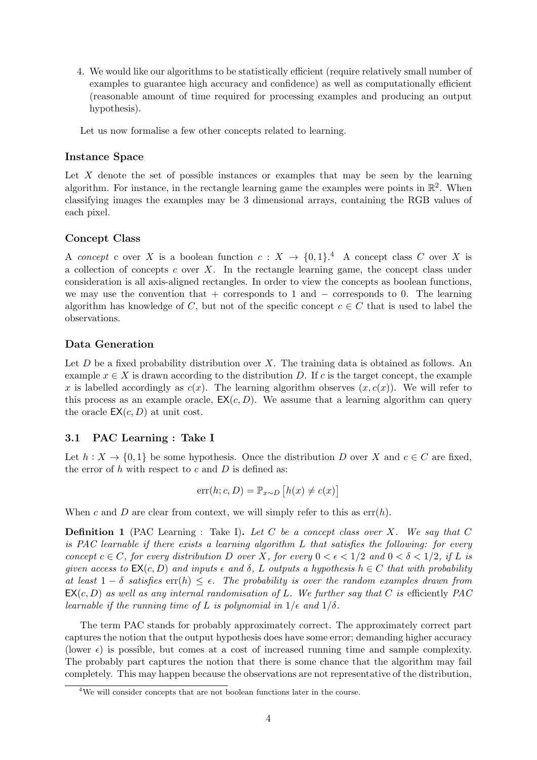4. We would like our algorithms to be statistically efficient (require relatively small number of examples to guarantee high accuracy and confidence) as well as computationally efficient (reasonable amount of time required for processing examples and producing an output hypothesis).

Let us now formalise a few other concepts related to learning.

### Instance Space

Let $X$ denote the set of possible instances or examples that may be seen by the learning algorithm. For instance, in the rectangle learning game the examples were points in $\mathbb{R}^2$. When classifying images the examples may be 3 dimensional arrays, containing the RGB values of each pixel.

### Concept Class

A *concept* c over $X$ is a boolean function $c : X \rightarrow \{0, 1\}$.[4] A concept class $C$ over $X$ is a collection of concepts $c$ over $X$. In the rectangle learning game, the concept class under consideration is all axis-aligned rectangles. In order to view the concepts as boolean functions, we may use the convention that + corresponds to 1 and − corresponds to 0. The learning algorithm has knowledge of $C$, but not of the specific concept $c \in C$ that is used to label the observations.

### Data Generation

Let $D$ be a fixed probability distribution over $X$. The training data is obtained as follows. An example $x \in X$ is drawn according to the distribution $D$. If $c$ is the target concept, the example $x$ is labelled accordingly as $c(x)$. The learning algorithm observes $(x, c(x))$. We will refer to this process as an example oracle, $\mathsf{EX}(c, D)$. We assume that a learning algorithm can query the oracle $\mathsf{EX}(c, D)$ at unit cost.

## 3.1 PAC Learning : Take I

Let $h : X \rightarrow \{0, 1\}$ be some hypothesis. Once the distribution $D$ over $X$ and $c \in C$ are fixed, the error of $h$ with respect to $c$ and $D$ is defined as:

$$\mathrm{err}(h; c, D) = \mathbb{P}_{x \sim D}\left[h(x) \neq c(x)\right]$$

When $c$ and $D$ are clear from context, we will simply refer to this as $\mathrm{err}(h)$.

**Definition 1** (PAC Learning : Take I)**.** *Let $C$ be a concept class over $X$. We say that $C$ is PAC learnable if there exists a learning algorithm $L$ that satisfies the following: for every concept $c \in C$, for every distribution $D$ over $X$, for every $0 < \epsilon < 1/2$ and $0 < \delta < 1/2$, if $L$ is given access to $\mathsf{EX}(c, D)$ and inputs $\epsilon$ and $\delta$, $L$ outputs a hypothesis $h \in C$ that with probability at least $1 - \delta$ satisfies $\mathrm{err}(h) \leq \epsilon$. The probability is over the random examples drawn from $\mathsf{EX}(c, D)$ as well as any internal randomisation of $L$. We further say that $C$ is* efficiently *PAC learnable if the running time of $L$ is polynomial in $1/\epsilon$ and $1/\delta$.*

The term PAC stands for probably approximately correct. The approximately correct part captures the notion that the output hypothesis does have some error; demanding higher accuracy (lower $\epsilon$) is possible, but comes at a cost of increased running time and sample complexity. The probably part captures the notion that there is some chance that the algorithm may fail completely. This may happen because the observations are not representative of the distribution,

[4] We will consider concepts that are not boolean functions later in the course.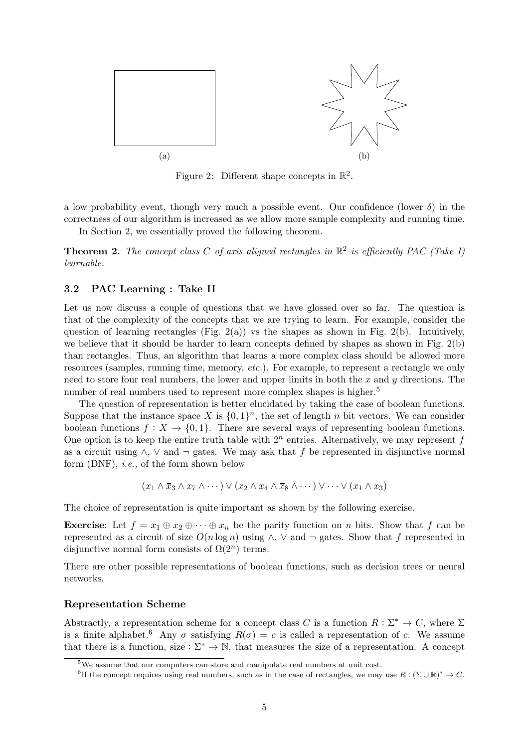(a)

(b)

Figure 2: Different shape concepts in $\mathbb{R}^2$.

a low probability event, though very much a possible event. Our confidence (lower $\delta$) in the correctness of our algorithm is increased as we allow more sample complexity and running time.

In Section 2, we essentially proved the following theorem.

**Theorem 2.** *The concept class $C$ of axis aligned rectangles in $\mathbb{R}^2$ is efficiently PAC (Take I) learnable.*

### 3.2 PAC Learning : Take II

Let us now discuss a couple of questions that we have glossed over so far. The question is that of the complexity of the concepts that we are trying to learn. For example, consider the question of learning rectangles (Fig. 2(a)) vs the shapes as shown in Fig. 2(b). Intuitively, we believe that it should be harder to learn concepts defined by shapes as shown in Fig. 2(b) than rectangles. Thus, an algorithm that learns a more complex class should be allowed more resources (samples, running time, memory, *etc.*). For example, to represent a rectangle we only need to store four real numbers, the lower and upper limits in both the $x$ and $y$ directions. The number of real numbers used to represent more complex shapes is higher.[5]

The question of representation is better elucidated by taking the case of boolean functions. Suppose that the instance space $X$ is $\{0,1\}^n$, the set of length $n$ bit vectors. We can consider boolean functions $f : X \to \{0,1\}$. There are several ways of representing boolean functions. One option is to keep the entire truth table with $2^n$ entries. Alternatively, we may represent $f$ as a circuit using $\wedge$, $\vee$ and $\neg$ gates. We may ask that $f$ be represented in disjunctive normal form (DNF), *i.e.,* of the form shown below

$$(x_1 \wedge \bar{x}_3 \wedge x_7 \wedge \cdots) \vee (x_2 \wedge x_4 \wedge \bar{x}_8 \wedge \cdots) \vee \cdots \vee (x_1 \wedge x_3)$$

The choice of representation is quite important as shown by the following exercise.

**Exercise**: Let $f = x_1 \oplus x_2 \oplus \cdots \oplus x_n$ be the parity function on $n$ bits. Show that $f$ can be represented as a circuit of size $O(n \log n)$ using $\wedge$, $\vee$ and $\neg$ gates. Show that $f$ represented in disjunctive normal form consists of $\Omega(2^n)$ terms.

There are other possible representations of boolean functions, such as decision trees or neural networks.

#### Representation Scheme

Abstractly, a representation scheme for a concept class $C$ is a function $R : \Sigma^* \to C$, where $\Sigma$ is a finite alphabet.[6] Any $\sigma$ satisfying $R(\sigma) = c$ is called a representation of $c$. We assume that there is a function, size : $\Sigma^* \to \mathbb{N}$, that measures the size of a representation. A concept

[5] We assume that our computers can store and manipulate real numbers at unit cost.

[6] If the concept requires using real numbers, such as in the case of rectangles, we may use $R : (\Sigma \cup \mathbb{R})^* \to C$.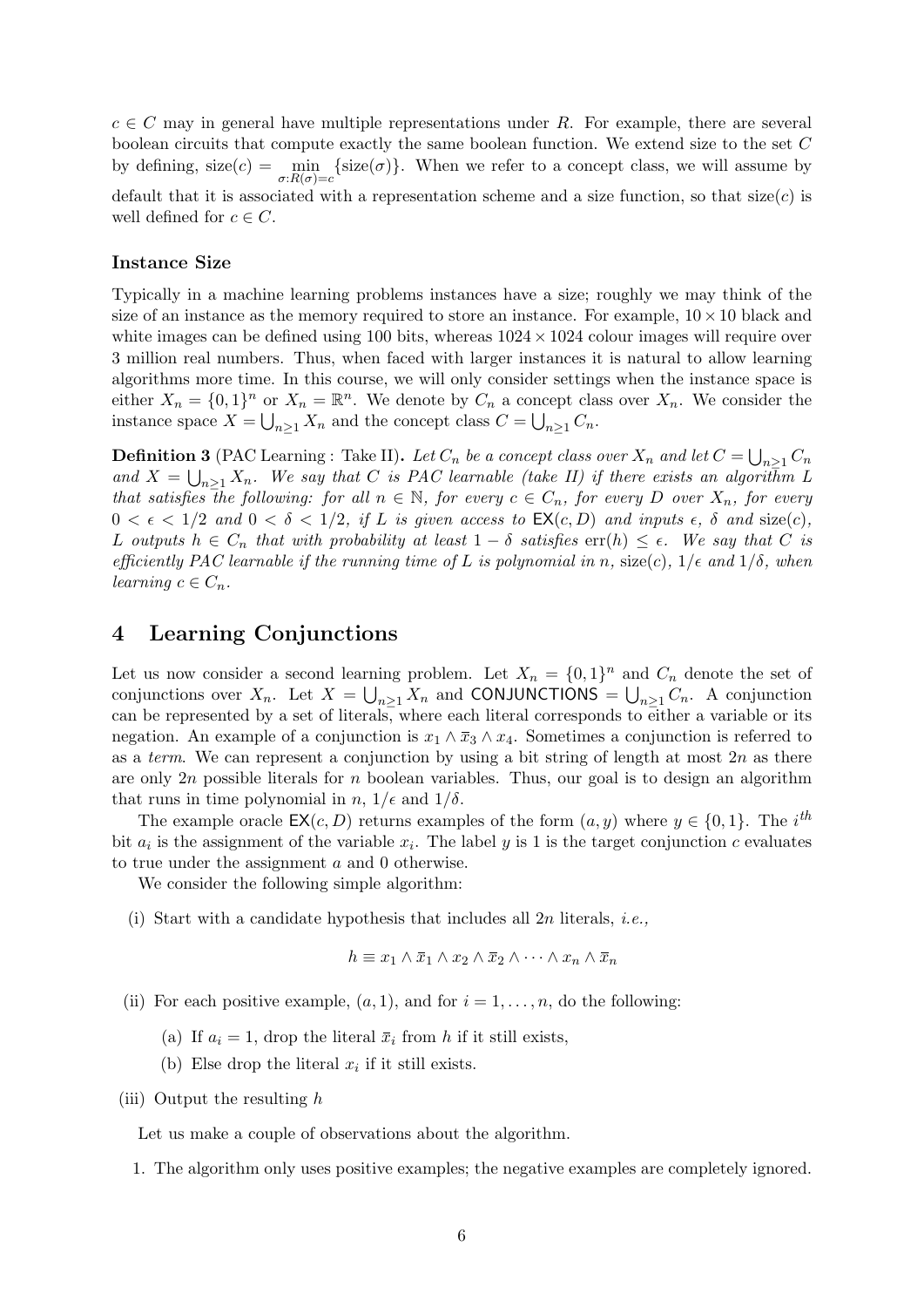$c \in C$ may in general have multiple representations under $R$. For example, there are several boolean circuits that compute exactly the same boolean function. We extend size to the set $C$ by defining, $\text{size}(c) = \min_{\sigma : R(\sigma) = c} \{\text{size}(\sigma)\}$. When we refer to a concept class, we will assume by default that it is associated with a representation scheme and a size function, so that $\text{size}(c)$ is well defined for $c \in C$.

### Instance Size

Typically in a machine learning problems instances have a size; roughly we may think of the size of an instance as the memory required to store an instance. For example, $10 \times 10$ black and white images can be defined using 100 bits, whereas $1024 \times 1024$ colour images will require over 3 million real numbers. Thus, when faced with larger instances it is natural to allow learning algorithms more time. In this course, we will only consider settings when the instance space is either $X_n = \{0,1\}^n$ or $X_n = \mathbb{R}^n$. We denote by $C_n$ a concept class over $X_n$. We consider the instance space $X = \bigcup_{n \geq 1} X_n$ and the concept class $C = \bigcup_{n \geq 1} C_n$.

**Definition 3** (PAC Learning : Take II)**.** *Let $C_n$ be a concept class over $X_n$ and let $C = \bigcup_{n \geq 1} C_n$ and $X = \bigcup_{n \geq 1} X_n$. We say that $C$ is PAC learnable (take II) if there exists an algorithm $L$ that satisfies the following: for all $n \in \mathbb{N}$, for every $c \in C_n$, for every $D$ over $X_n$, for every $0 < \epsilon < 1/2$ and $0 < \delta < 1/2$, if $L$ is given access to $\mathsf{EX}(c, D)$ and inputs $\epsilon$, $\delta$ and $\text{size}(c)$, $L$ outputs $h \in C_n$ that with probability at least $1 - \delta$ satisfies $\text{err}(h) \leq \epsilon$. We say that $C$ is efficiently PAC learnable if the running time of $L$ is polynomial in $n$, $\text{size}(c)$, $1/\epsilon$ and $1/\delta$, when learning $c \in C_n$.*

## 4 Learning Conjunctions

Let us now consider a second learning problem. Let $X_n = \{0,1\}^n$ and $C_n$ denote the set of conjunctions over $X_n$. Let $X = \bigcup_{n \geq 1} X_n$ and $\mathsf{CONJUNCTIONS} = \bigcup_{n \geq 1} C_n$. A conjunction can be represented by a set of literals, where each literal corresponds to either a variable or its negation. An example of a conjunction is $x_1 \wedge \bar{x}_3 \wedge x_4$. Sometimes a conjunction is referred to as a *term*. We can represent a conjunction by using a bit string of length at most $2n$ as there are only $2n$ possible literals for $n$ boolean variables. Thus, our goal is to design an algorithm that runs in time polynomial in $n$, $1/\epsilon$ and $1/\delta$.

The example oracle $\mathsf{EX}(c, D)$ returns examples of the form $(a, y)$ where $y \in \{0, 1\}$. The $i^{th}$ bit $a_i$ is the assignment of the variable $x_i$. The label $y$ is 1 is the target conjunction $c$ evaluates to true under the assignment $a$ and 0 otherwise.

We consider the following simple algorithm:

(i) Start with a candidate hypothesis that includes all $2n$ literals, *i.e.,*

$$h \equiv x_1 \wedge \bar{x}_1 \wedge x_2 \wedge \bar{x}_2 \wedge \cdots \wedge x_n \wedge \bar{x}_n$$

(ii) For each positive example, $(a, 1)$, and for $i = 1, \ldots, n$, do the following:

- (a) If $a_i = 1$, drop the literal $\bar{x}_i$ from $h$ if it still exists,
- (b) Else drop the literal $x_i$ if it still exists.

(iii) Output the resulting $h$

Let us make a couple of observations about the algorithm.

1. The algorithm only uses positive examples; the negative examples are completely ignored.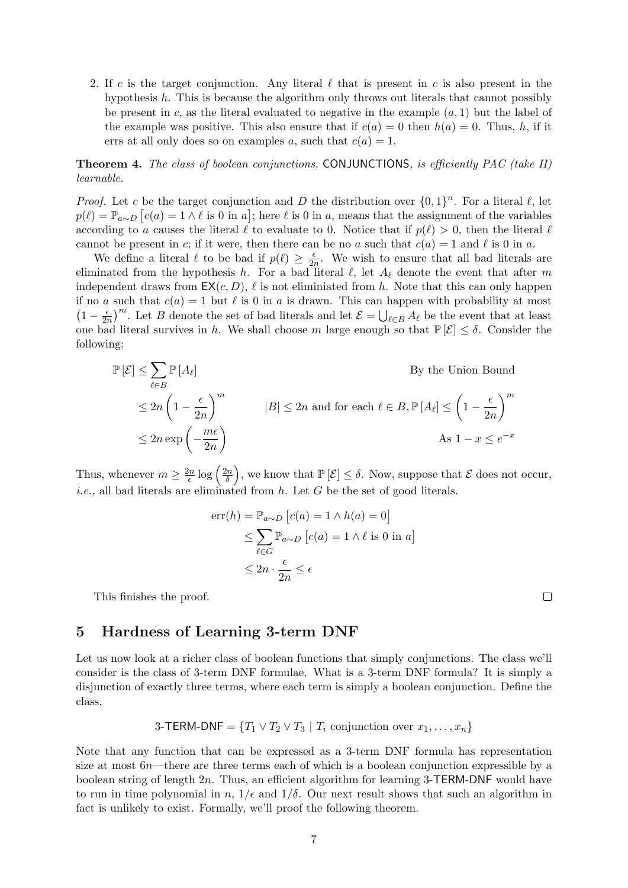2. If $c$ is the target conjunction. Any literal $\ell$ that is present in $c$ is also present in the hypothesis $h$. This is because the algorithm only throws out literals that cannot possibly be present in $c$, as the literal evaluated to negative in the example $(a, 1)$ but the label of the example was positive. This also ensure that if $c(a) = 0$ then $h(a) = 0$. Thus, $h$, if it errs at all only does so on examples $a$, such that $c(a) = 1$.

**Theorem 4.** *The class of boolean conjunctions,* CONJUNCTIONS, *is efficiently PAC (take II) learnable.*

*Proof.* Let $c$ be the target conjunction and $D$ the distribution over $\{0, 1\}^n$. For a literal $\ell$, let $p(\ell) = \mathbb{P}_{a\sim D}\left[c(a) = 1 \wedge \ell \text{ is 0 in } a\right]$; here $\ell$ is 0 in $a$, means that the assignment of the variables according to $a$ causes the literal $\ell$ to evaluate to 0. Notice that if $p(\ell) > 0$, then the literal $\ell$ cannot be present in $c$; if it were, then there can be no $a$ such that $c(a) = 1$ and $\ell$ is 0 in $a$.

We define a literal $\ell$ to be bad if $p(\ell) \geq \frac{\epsilon}{2n}$. We wish to ensure that all bad literals are eliminated from the hypothesis $h$. For a bad literal $\ell$, let $A_\ell$ denote the event that after $m$ independent draws from $\mathsf{EX}(c, D)$, $\ell$ is not eliminiated from $h$. Note that this can only happen if no $a$ such that $c(a) = 1$ but $\ell$ is 0 in $a$ is drawn. This can happen with probability at most $\left(1 - \frac{\epsilon}{2n}\right)^m$. Let $B$ denote the set of bad literals and let $\mathcal{E} = \bigcup_{\ell\in B} A_\ell$ be the event that at least one bad literal survives in $h$. We shall choose $m$ large enough so that $\mathbb{P}[\mathcal{E}] \leq \delta$. Consider the following:

$$
\begin{aligned}
\mathbb{P}[\mathcal{E}] &\leq \sum_{\ell\in B} \mathbb{P}[A_\ell] && \text{By the Union Bound} \\
&\leq 2n\left(1 - \frac{\epsilon}{2n}\right)^m && |B| \leq 2n \text{ and for each } \ell \in B, \mathbb{P}[A_\ell] \leq \left(1 - \frac{\epsilon}{2n}\right)^m \\
&\leq 2n\exp\left(-\frac{m\epsilon}{2n}\right) && \text{As } 1 - x \leq e^{-x}
\end{aligned}
$$

Thus, whenever $m \geq \frac{2n}{\epsilon}\log\left(\frac{2n}{\delta}\right)$, we know that $\mathbb{P}[\mathcal{E}] \leq \delta$. Now, suppose that $\mathcal{E}$ does not occur, *i.e.,* all bad literals are eliminated from $h$. Let $G$ be the set of good literals.

$$
\begin{aligned}
\text{err}(h) &= \mathbb{P}_{a\sim D}\left[c(a) = 1 \wedge h(a) = 0\right] \\
&\leq \sum_{\ell\in G} \mathbb{P}_{a\sim D}\left[c(a) = 1 \wedge \ell \text{ is 0 in } a\right] \\
&\leq 2n \cdot \frac{\epsilon}{2n} \leq \epsilon
\end{aligned}
$$

This finishes the proof. ∎

## 5 Hardness of Learning 3-term DNF

Let us now look at a richer class of boolean functions that simply conjunctions. The class we'll consider is the class of 3-term DNF formulae. What is a 3-term DNF formula? It is simply a disjunction of exactly three terms, where each term is simply a boolean conjunction. Define the class,

$$
\text{3-TERM-DNF} = \{T_1 \vee T_2 \vee T_3 \mid T_i \text{ conjunction over } x_1, \ldots, x_n\}
$$

Note that any function that can be expressed as a 3-term DNF formula has representation size at most $6n$—there are three terms each of which is a boolean conjunction expressible by a boolean string of length $2n$. Thus, an efficient algorithm for learning 3-TERM-DNF would have to run in time polynomial in $n$, $1/\epsilon$ and $1/\delta$. Our next result shows that such an algorithm in fact is unlikely to exist. Formally, we'll proof the following theorem.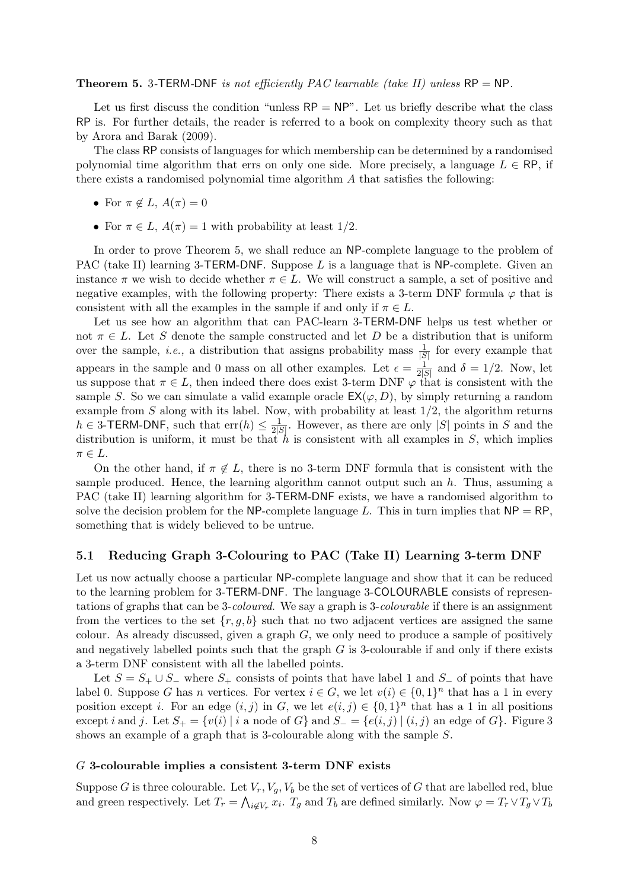**Theorem 5.** 3-TERM-DNF *is not efficiently PAC learnable (take II) unless* RP = NP.

Let us first discuss the condition "unless RP = NP". Let us briefly describe what the class RP is. For further details, the reader is referred to a book on complexity theory such as that by Arora and Barak (2009).

The class RP consists of languages for which membership can be determined by a randomised polynomial time algorithm that errs on only one side. More precisely, a language $L \in \mathsf{RP}$, if there exists a randomised polynomial time algorithm $A$ that satisfies the following:

- For $\pi \notin L$, $A(\pi) = 0$
- For $\pi \in L$, $A(\pi) = 1$ with probability at least $1/2$.

In order to prove Theorem 5, we shall reduce an NP-complete language to the problem of PAC (take II) learning 3-TERM-DNF. Suppose $L$ is a language that is NP-complete. Given an instance $\pi$ we wish to decide whether $\pi \in L$. We will construct a sample, a set of positive and negative examples, with the following property: There exists a 3-term DNF formula $\varphi$ that is consistent with all the examples in the sample if and only if $\pi \in L$.

Let us see how an algorithm that can PAC-learn 3-TERM-DNF helps us test whether or not $\pi \in L$. Let $S$ denote the sample constructed and let $D$ be a distribution that is uniform over the sample, *i.e.,* a distribution that assigns probability mass $\frac{1}{|S|}$ for every example that appears in the sample and 0 mass on all other examples. Let $\epsilon = \frac{1}{2|S|}$ and $\delta = 1/2$. Now, let us suppose that $\pi \in L$, then indeed there does exist 3-term DNF $\varphi$ that is consistent with the sample $S$. So we can simulate a valid example oracle $\mathsf{EX}(\varphi, D)$, by simply returning a random example from $S$ along with its label. Now, with probability at least $1/2$, the algorithm returns $h \in$ 3-TERM-DNF, such that $\mathrm{err}(h) \leq \frac{1}{2|S|}$. However, as there are only $|S|$ points in $S$ and the distribution is uniform, it must be that $h$ is consistent with all examples in $S$, which implies $\pi \in L$.

On the other hand, if $\pi \notin L$, there is no 3-term DNF formula that is consistent with the sample produced. Hence, the learning algorithm cannot output such an $h$. Thus, assuming a PAC (take II) learning algorithm for 3-TERM-DNF exists, we have a randomised algorithm to solve the decision problem for the NP-complete language $L$. This in turn implies that NP = RP, something that is widely believed to be untrue.

## 5.1 Reducing Graph 3-Colouring to PAC (Take II) Learning 3-term DNF

Let us now actually choose a particular NP-complete language and show that it can be reduced to the learning problem for 3-TERM-DNF. The language 3-COLOURABLE consists of representations of graphs that can be 3-*coloured*. We say a graph is 3-*colourable* if there is an assignment from the vertices to the set $\{r, g, b\}$ such that no two adjacent vertices are assigned the same colour. As already discussed, given a graph $G$, we only need to produce a sample of positively and negatively labelled points such that the graph $G$ is 3-colourable if and only if there exists a 3-term DNF consistent with all the labelled points.

Let $S = S_+ \cup S_-$ where $S_+$ consists of points that have label 1 and $S_-$ of points that have label 0. Suppose $G$ has $n$ vertices. For vertex $i \in G$, we let $v(i) \in \{0, 1\}^n$ that has a 1 in every position except $i$. For an edge $(i, j)$ in $G$, we let $e(i, j) \in \{0, 1\}^n$ that has a 1 in all positions except $i$ and $j$. Let $S_+ = \{v(i) \mid i \text{ a node of } G\}$ and $S_- = \{e(i, j) \mid (i, j) \text{ an edge of } G\}$. Figure 3 shows an example of a graph that is 3-colourable along with the sample $S$.

#### $G$ 3-colourable implies a consistent 3-term DNF exists

Suppose $G$ is three colourable. Let $V_r, V_g, V_b$ be the set of vertices of $G$ that are labelled red, blue and green respectively. Let $T_r = \bigwedge_{i \notin V_r} x_i$. $T_g$ and $T_b$ are defined similarly. Now $\varphi = T_r \vee T_g \vee T_b$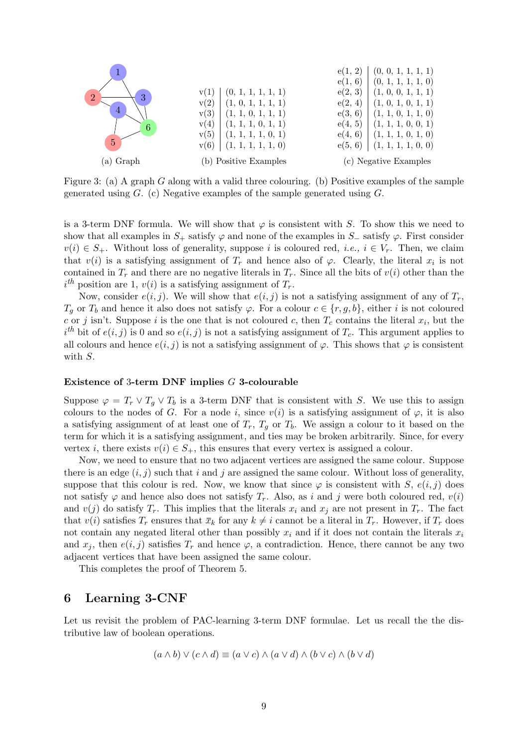(a) Graph

| | |
|---|---|
| v(1) | (0, 1, 1, 1, 1, 1) |
| v(2) | (1, 0, 1, 1, 1, 1) |
| v(3) | (1, 1, 0, 1, 1, 1) |
| v(4) | (1, 1, 1, 0, 1, 1) |
| v(5) | (1, 1, 1, 1, 0, 1) |
| v(6) | (1, 1, 1, 1, 1, 0) |

(b) Positive Examples

| | |
|---|---|
| e(1, 2) | (0, 0, 1, 1, 1, 1) |
| e(1, 6) | (0, 1, 1, 1, 1, 0) |
| e(2, 3) | (1, 0, 0, 1, 1, 1) |
| e(2, 4) | (1, 0, 1, 0, 1, 1) |
| e(3, 6) | (1, 1, 0, 1, 1, 0) |
| e(4, 5) | (1, 1, 1, 0, 0, 1) |
| e(4, 6) | (1, 1, 1, 0, 1, 0) |
| e(5, 6) | (1, 1, 1, 1, 0, 0) |

(c) Negative Examples

Figure 3: (a) A graph $G$ along with a valid three colouring. (b) Positive examples of the sample generated using $G$. (c) Negative examples of the sample generated using $G$.

is a 3-term DNF formula. We will show that $\varphi$ is consistent with $S$. To show this we need to show that all examples in $S_+$ satisfy $\varphi$ and none of the examples in $S_-$ satisfy $\varphi$. First consider $v(i) \in S_+$. Without loss of generality, suppose $i$ is coloured red, *i.e.,* $i \in V_r$. Then, we claim that $v(i)$ is a satisfying assignment of $T_r$ and hence also of $\varphi$. Clearly, the literal $x_i$ is not contained in $T_r$ and there are no negative literals in $T_r$. Since all the bits of $v(i)$ other than the $i^{th}$ position are 1, $v(i)$ is a satisfying assignment of $T_r$.

Now, consider $e(i, j)$. We will show that $e(i, j)$ is not a satisfying assignment of any of $T_r$, $T_g$ or $T_b$ and hence it also does not satisfy $\varphi$. For a colour $c \in \{r, g, b\}$, either $i$ is not coloured $c$ or $j$ isn't. Suppose $i$ is the one that is not coloured $c$, then $T_c$ contains the literal $x_i$, but the $i^{th}$ bit of $e(i, j)$ is 0 and so $e(i, j)$ is not a satisfying assignment of $T_c$. This argument applies to all colours and hence $e(i, j)$ is not a satisfying assignment of $\varphi$. This shows that $\varphi$ is consistent with $S$.

### Existence of 3-term DNF implies $G$ 3-colourable

Suppose $\varphi = T_r \vee T_g \vee T_b$ is a 3-term DNF that is consistent with $S$. We use this to assign colours to the nodes of $G$. For a node $i$, since $v(i)$ is a satisfying assignment of $\varphi$, it is also a satisfying assignment of at least one of $T_r$, $T_g$ or $T_b$. We assign a colour to it based on the term for which it is a satisfying assignment, and ties may be broken arbitrarily. Since, for every vertex $i$, there exists $v(i) \in S_+$, this ensures that every vertex is assigned a colour.

Now, we need to ensure that no two adjacent vertices are assigned the same colour. Suppose there is an edge $(i, j)$ such that $i$ and $j$ are assigned the same colour. Without loss of generality, suppose that this colour is red. Now, we know that since $\varphi$ is consistent with $S$, $e(i, j)$ does not satisfy $\varphi$ and hence also does not satisfy $T_r$. Also, as $i$ and $j$ were both coloured red, $v(i)$ and $v(j)$ do satisfy $T_r$. This implies that the literals $x_i$ and $x_j$ are not present in $T_r$. The fact that $v(i)$ satisfies $T_r$ ensures that $\bar{x}_k$ for any $k \neq i$ cannot be a literal in $T_r$. However, if $T_r$ does not contain any negated literal other than possibly $x_i$ and if it does not contain the literals $x_i$ and $x_j$, then $e(i, j)$ satisfies $T_r$ and hence $\varphi$, a contradiction. Hence, there cannot be any two adjacent vertices that have been assigned the same colour.

This completes the proof of Theorem 5.

## 6 Learning 3-CNF

Let us revisit the problem of PAC-learning 3-term DNF formulae. Let us recall the the distributive law of boolean operations.

$$(a \wedge b) \vee (c \wedge d) \equiv (a \vee c) \wedge (a \vee d) \wedge (b \vee c) \wedge (b \vee d)$$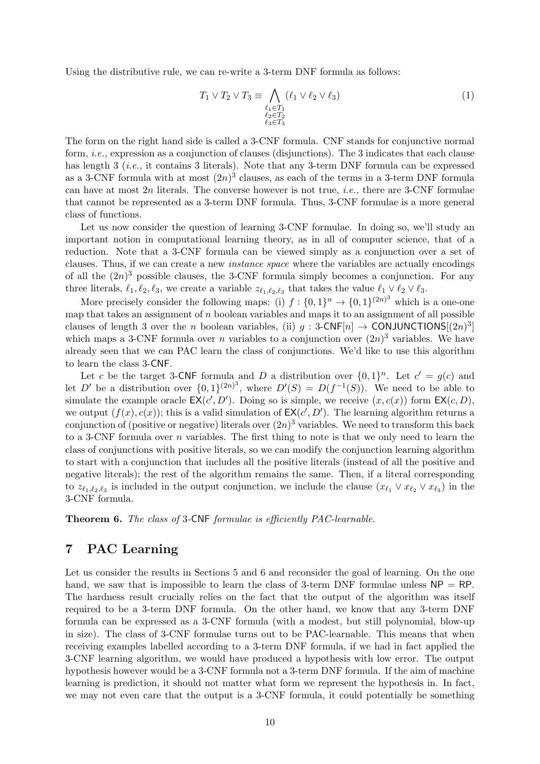Using the distributive rule, we can re-write a 3-term DNF formula as follows:

$$T_1 \vee T_2 \vee T_3 \equiv \bigwedge_{\substack{\ell_1 \in T_1 \\ \ell_2 \in T_2 \\ \ell_3 \in T_3}} (\ell_1 \vee \ell_2 \vee \ell_3) \tag{1}$$

The form on the right hand side is called a 3-CNF formula. CNF stands for conjunctive normal form, *i.e.,* expression as a conjunction of clauses (disjunctions). The 3 indicates that each clause has length 3 (*i.e.,* it contains 3 literals). Note that any 3-term DNF formula can be expressed as a 3-CNF formula with at most $(2n)^3$ clauses, as each of the terms in a 3-term DNF formula can have at most $2n$ literals. The converse however is not true, *i.e.,* there are 3-CNF formulae that cannot be represented as a 3-term DNF formula. Thus, 3-CNF formulae is a more general class of functions.

Let us now consider the question of learning 3-CNF formulae. In doing so, we'll study an important notion in computational learning theory, as in all of computer science, that of a reduction. Note that a 3-CNF formula can be viewed simply as a conjunction over a set of clauses. Thus, if we can create a new *instance space* where the variables are actually encodings of all the $(2n)^3$ possible clauses, the 3-CNF formula simply becomes a conjunction. For any three literals, $\ell_1, \ell_2, \ell_3$, we create a variable $z_{\ell_1,\ell_2,\ell_3}$ that takes the value $\ell_1 \vee \ell_2 \vee \ell_3$.

More precisely consider the following maps: (i) $f : \{0,1\}^n \to \{0,1\}^{(2n)^3}$ which is a one-one map that takes an assignment of $n$ boolean variables and maps it to an assignment of all possible clauses of length 3 over the $n$ boolean variables, (ii) $g : \text{3-CNF}[n] \to \text{CONJUNCTIONS}[(2n)^3]$ which maps a 3-CNF formula over $n$ variables to a conjunction over $(2n)^3$ variables. We have already seen that we can PAC learn the class of conjunctions. We'd like to use this algorithm to learn the class 3-CNF.

Let $c$ be the target 3-CNF formula and $D$ a distribution over $\{0,1\}^n$. Let $c' = g(c)$ and let $D'$ be a distribution over $\{0,1\}^{(2n)^3}$, where $D'(S) = D(f^{-1}(S))$. We need to be able to simulate the example oracle $\mathsf{EX}(c', D')$. Doing so is simple, we receive $(x, c(x))$ form $\mathsf{EX}(c, D)$, we output $(f(x), c(x))$; this is a valid simulation of $\mathsf{EX}(c', D')$. The learning algorithm returns a conjunction of (positive or negative) literals over $(2n)^3$ variables. We need to transform this back to a 3-CNF formula over $n$ variables. The first thing to note is that we only need to learn the class of conjunctions with positive literals, so we can modify the conjunction learning algorithm to start with a conjunction that includes all the positive literals (instead of all the positive and negative literals); the rest of the algorithm remains the same. Then, if a literal corresponding to $z_{\ell_1,\ell_2,\ell_3}$ is included in the output conjunction, we include the clause $(x_{\ell_1} \vee x_{\ell_2} \vee x_{\ell_3})$ in the 3-CNF formula.

**Theorem 6.** *The class of* 3-CNF *formulae is efficiently PAC-learnable.*

## 7 PAC Learning

Let us consider the results in Sections 5 and 6 and reconsider the goal of learning. On the one hand, we saw that is impossible to learn the class of 3-term DNF formulae unless NP = RP. The hardness result crucially relies on the fact that the output of the algorithm was itself required to be a 3-term DNF formula. On the other hand, we know that any 3-term DNF formula can be expressed as a 3-CNF formula (with a modest, but still polynomial, blow-up in size). The class of 3-CNF formulae turns out to be PAC-learnable. This means that when receiving examples labelled according to a 3-term DNF formula, if we had in fact applied the 3-CNF learning algorithm, we would have produced a hypothesis with low error. The output hypothesis however would be a 3-CNF formula not a 3-term DNF formula. If the aim of machine learning is prediction, it should not matter what form we represent the hypothesis in. In fact, we may not even care that the output is a 3-CNF formula, it could potentially be something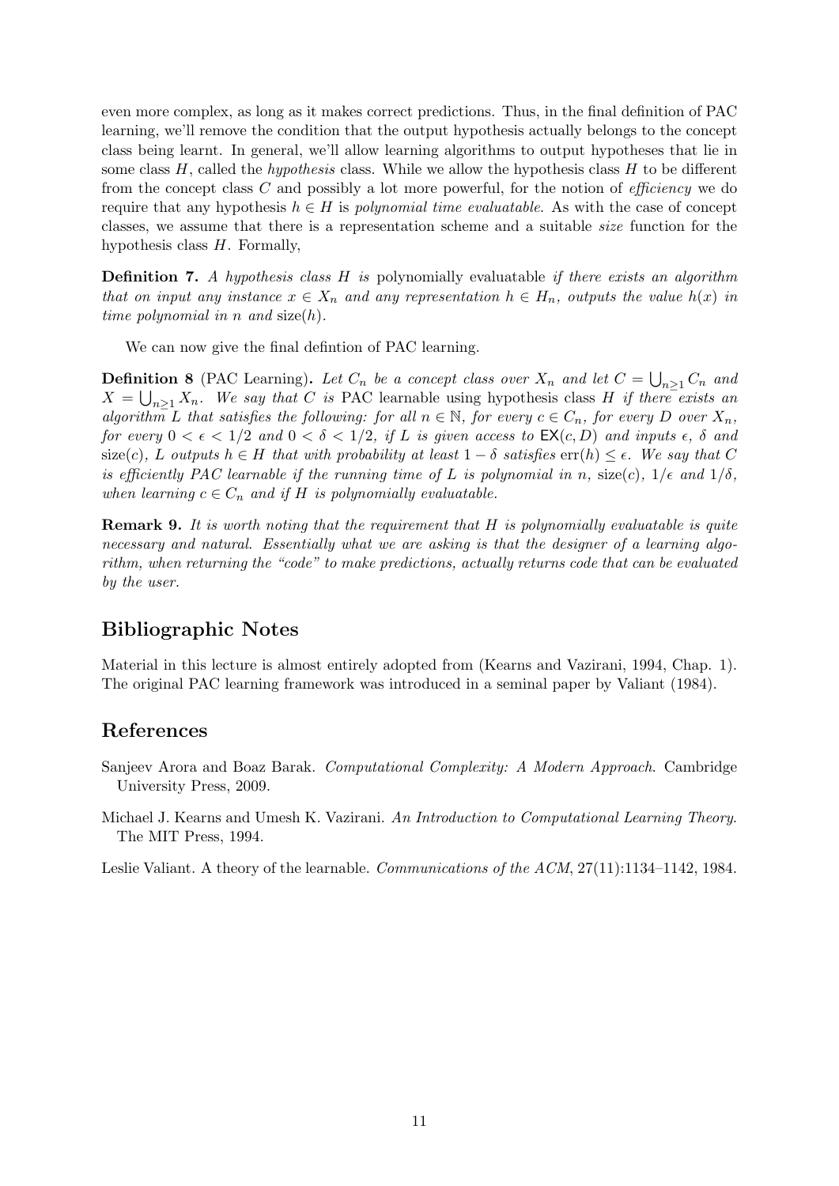even more complex, as long as it makes correct predictions. Thus, in the final definition of PAC learning, we'll remove the condition that the output hypothesis actually belongs to the concept class being learnt. In general, we'll allow learning algorithms to output hypotheses that lie in some class $H$, called the *hypothesis* class. While we allow the hypothesis class $H$ to be different from the concept class $C$ and possibly a lot more powerful, for the notion of *efficiency* we do require that any hypothesis $h \in H$ is *polynomial time evaluatable*. As with the case of concept classes, we assume that there is a representation scheme and a suitable *size* function for the hypothesis class $H$. Formally,

**Definition 7.** *A hypothesis class $H$ is* polynomially evaluatable *if there exists an algorithm that on input any instance $x \in X_n$ and any representation $h \in H_n$, outputs the value $h(x)$ in time polynomial in $n$ and $\text{size}(h)$.*

We can now give the final defintion of PAC learning.

**Definition 8** (PAC Learning)**.** *Let $C_n$ be a concept class over $X_n$ and let $C = \bigcup_{n \geq 1} C_n$ and $X = \bigcup_{n \geq 1} X_n$. We say that $C$ is* PAC learnable using hypothesis class $H$ *if there exists an algorithm $L$ that satisfies the following: for all $n \in \mathbb{N}$, for every $c \in C_n$, for every $D$ over $X_n$, for every $0 < \epsilon < 1/2$ and $0 < \delta < 1/2$, if $L$ is given access to $\mathsf{EX}(c, D)$ and inputs $\epsilon$, $\delta$ and $\text{size}(c)$, $L$ outputs $h \in H$ that with probability at least $1 - \delta$ satisfies $\text{err}(h) \leq \epsilon$. We say that $C$ is efficiently PAC learnable if the running time of $L$ is polynomial in $n$, $\text{size}(c)$, $1/\epsilon$ and $1/\delta$, when learning $c \in C_n$ and if $H$ is polynomially evaluatable.*

**Remark 9.** *It is worth noting that the requirement that $H$ is polynomially evaluatable is quite necessary and natural. Essentially what we are asking is that the designer of a learning algorithm, when returning the "code" to make predictions, actually returns code that can be evaluated by the user.*

## Bibliographic Notes

Material in this lecture is almost entirely adopted from (Kearns and Vazirani, 1994, Chap. 1). The original PAC learning framework was introduced in a seminal paper by Valiant (1984).

## References

Sanjeev Arora and Boaz Barak. *Computational Complexity: A Modern Approach*. Cambridge University Press, 2009.

Michael J. Kearns and Umesh K. Vazirani. *An Introduction to Computational Learning Theory*. The MIT Press, 1994.

Leslie Valiant. A theory of the learnable. *Communications of the ACM*, 27(11):1134–1142, 1984.